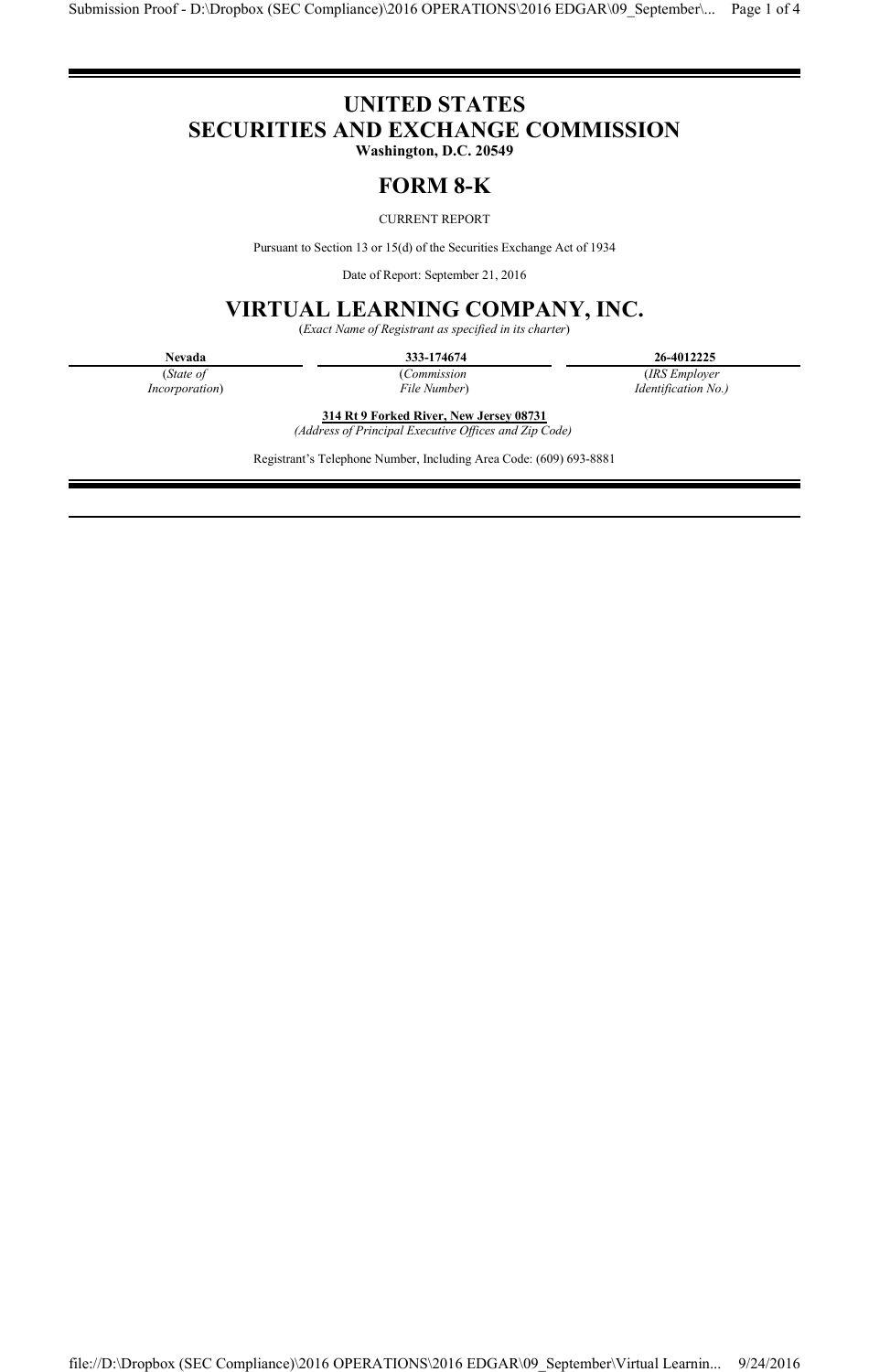# UNITED STATES
# SECURITIES AND EXCHANGE COMMISSION

**Washington, D.C. 20549**

## FORM 8-K

CURRENT REPORT

Pursuant to Section 13 or 15(d) of the Securities Exchange Act of 1934

Date of Report: September 21, 2016

## VIRTUAL LEARNING COMPANY, INC.

(*Exact Name of Registrant as specified in its charter*)

| **Nevada** | **333-174674** | **26-4012225** |
|---|---|---|
| (*State of Incorporation*) | (*Commission File Number*) | (*IRS Employer Identification No.)* |

**314 Rt 9 Forked River, New Jersey 08731**

*(Address of Principal Executive Offices and Zip Code)*

Registrant's Telephone Number, Including Area Code: (609) 693-8881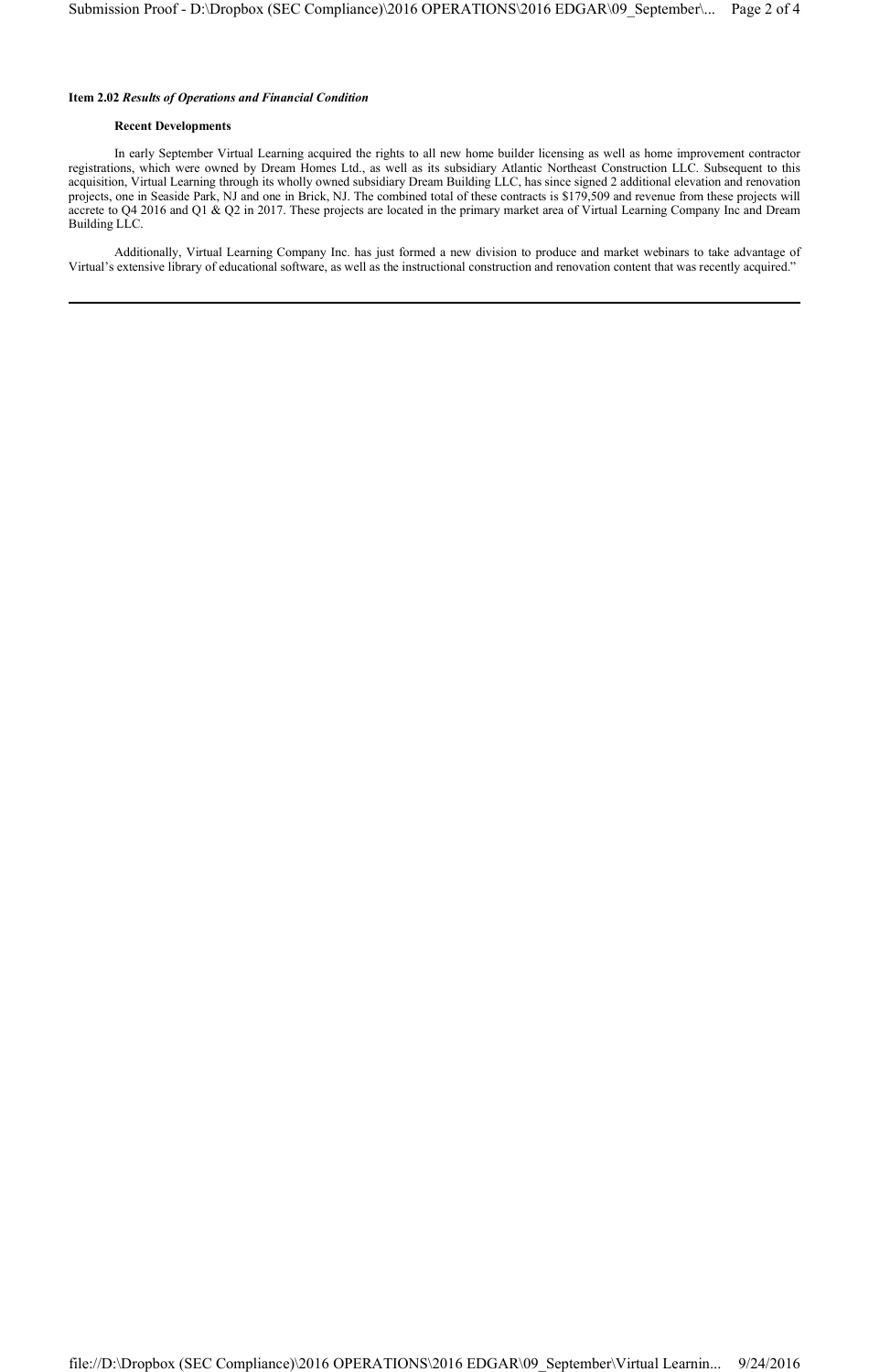**Item 2.02** ***Results of Operations and Financial Condition***

**Recent Developments**

In early September Virtual Learning acquired the rights to all new home builder licensing as well as home improvement contractor registrations, which were owned by Dream Homes Ltd., as well as its subsidiary Atlantic Northeast Construction LLC. Subsequent to this acquisition, Virtual Learning through its wholly owned subsidiary Dream Building LLC, has since signed 2 additional elevation and renovation projects, one in Seaside Park, NJ and one in Brick, NJ. The combined total of these contracts is $179,509 and revenue from these projects will accrete to Q4 2016 and Q1 & Q2 in 2017. These projects are located in the primary market area of Virtual Learning Company Inc and Dream Building LLC.

Additionally, Virtual Learning Company Inc. has just formed a new division to produce and market webinars to take advantage of Virtual's extensive library of educational software, as well as the instructional construction and renovation content that was recently acquired."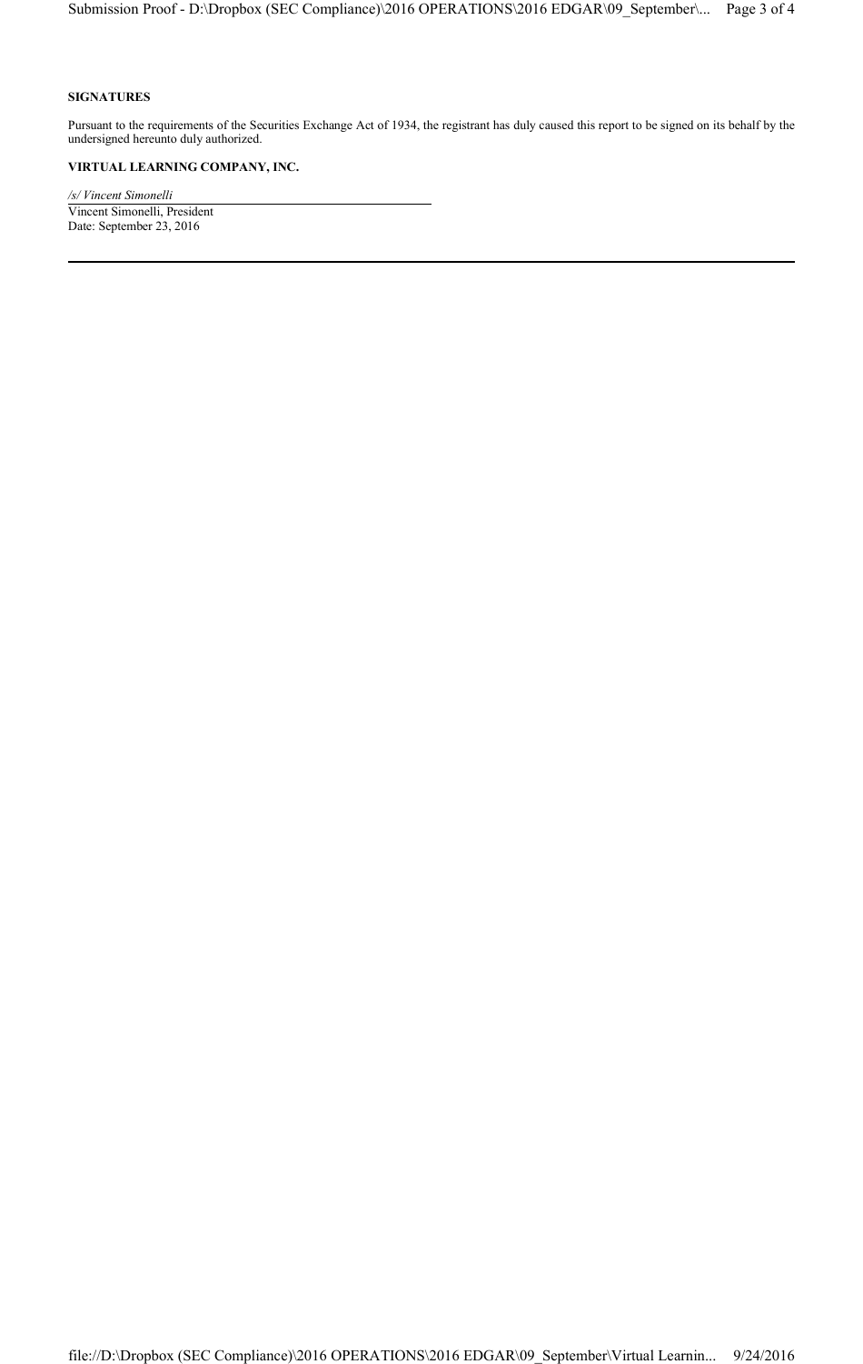**SIGNATURES**

Pursuant to the requirements of the Securities Exchange Act of 1934, the registrant has duly caused this report to be signed on its behalf by the undersigned hereunto duly authorized.

**VIRTUAL LEARNING COMPANY, INC.**

*/s/ Vincent Simonelli*

Vincent Simonelli, President
Date: September 23, 2016